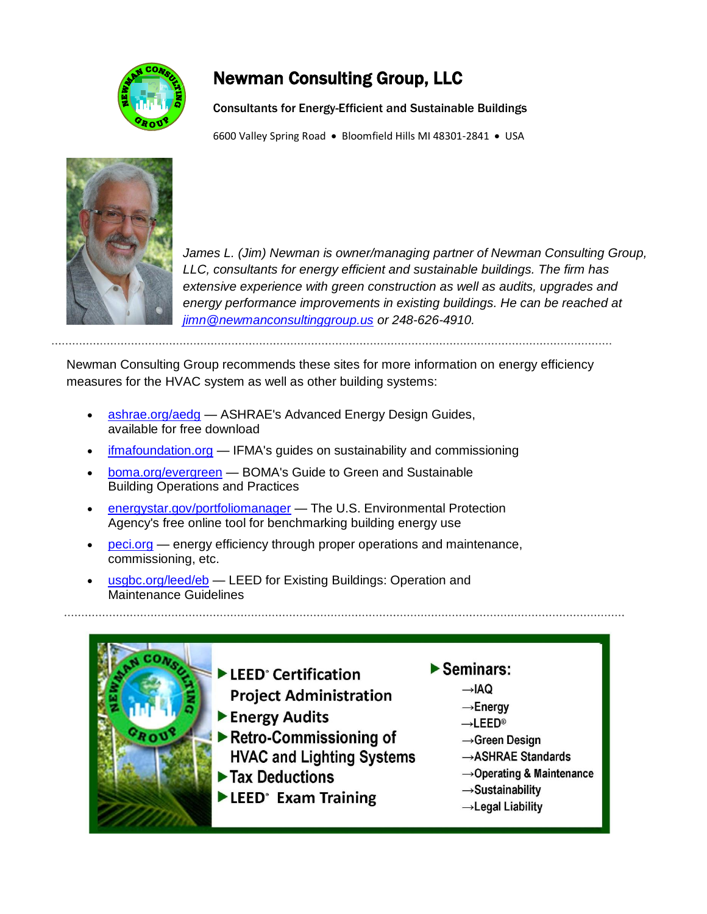# Newman Consulting Group, LLC

**Consultants for Energy-Efficient and Sustainable Buildings**

6600 Valley Spring Road • Bloomfield Hills MI 48301-2841 • USA

*James L. (Jim) Newman is owner/managing partner of Newman Consulting Group, LLC, consultants for energy efficient and sustainable buildings. The firm has extensive experience with green construction as well as audits, upgrades and energy performance improvements in existing buildings. He can be reached at jimn@newmanconsultinggroup.us or 248-626-4910.*

---

Newman Consulting Group recommends these sites for more information on energy efficiency measures for the HVAC system as well as other building systems:

- ashrae.org/aedg — ASHRAE's Advanced Energy Design Guides, available for free download
- ifmafoundation.org — IFMA's guides on sustainability and commissioning
- boma.org/evergreen — BOMA's Guide to Green and Sustainable Building Operations and Practices
- energystar.gov/portfoliomanager — The U.S. Environmental Protection Agency's free online tool for benchmarking building energy use
- peci.org — energy efficiency through proper operations and maintenance, commissioning, etc.
- usgbc.org/leed/eb — LEED for Existing Buildings: Operation and Maintenance Guidelines

---

- **LEED® Certification Project Administration**
- **Energy Audits**
- **Retro-Commissioning of HVAC and Lighting Systems**
- **Tax Deductions**
- **LEED® Exam Training**
- **Seminars:**
  - →IAQ
  - →Energy
  - →LEED®
  - →Green Design
  - →ASHRAE Standards
  - →Operating & Maintenance
  - →Sustainability
  - →Legal Liability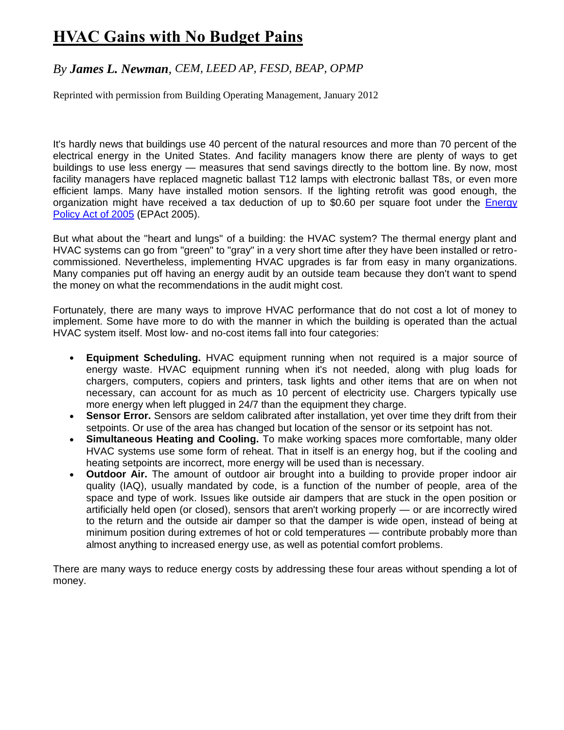# HVAC Gains with No Budget Pains

*By **James L. Newman**, CEM, LEED AP, FESD, BEAP, OPMP*

Reprinted with permission from Building Operating Management, January 2012

It's hardly news that buildings use 40 percent of the natural resources and more than 70 percent of the electrical energy in the United States. And facility managers know there are plenty of ways to get buildings to use less energy — measures that send savings directly to the bottom line. By now, most facility managers have replaced magnetic ballast T12 lamps with electronic ballast T8s, or even more efficient lamps. Many have installed motion sensors. If the lighting retrofit was good enough, the organization might have received a tax deduction of up to $0.60 per square foot under the Energy Policy Act of 2005 (EPAct 2005).

But what about the "heart and lungs" of a building: the HVAC system? The thermal energy plant and HVAC systems can go from "green" to "gray" in a very short time after they have been installed or retro-commissioned. Nevertheless, implementing HVAC upgrades is far from easy in many organizations. Many companies put off having an energy audit by an outside team because they don't want to spend the money on what the recommendations in the audit might cost.

Fortunately, there are many ways to improve HVAC performance that do not cost a lot of money to implement. Some have more to do with the manner in which the building is operated than the actual HVAC system itself. Most low- and no-cost items fall into four categories:

- **Equipment Scheduling.** HVAC equipment running when not required is a major source of energy waste. HVAC equipment running when it's not needed, along with plug loads for chargers, computers, copiers and printers, task lights and other items that are on when not necessary, can account for as much as 10 percent of electricity use. Chargers typically use more energy when left plugged in 24/7 than the equipment they charge.
- **Sensor Error.** Sensors are seldom calibrated after installation, yet over time they drift from their setpoints. Or use of the area has changed but location of the sensor or its setpoint has not.
- **Simultaneous Heating and Cooling.** To make working spaces more comfortable, many older HVAC systems use some form of reheat. That in itself is an energy hog, but if the cooling and heating setpoints are incorrect, more energy will be used than is necessary.
- **Outdoor Air.** The amount of outdoor air brought into a building to provide proper indoor air quality (IAQ), usually mandated by code, is a function of the number of people, area of the space and type of work. Issues like outside air dampers that are stuck in the open position or artificially held open (or closed), sensors that aren't working properly — or are incorrectly wired to the return and the outside air damper so that the damper is wide open, instead of being at minimum position during extremes of hot or cold temperatures — contribute probably more than almost anything to increased energy use, as well as potential comfort problems.

There are many ways to reduce energy costs by addressing these four areas without spending a lot of money.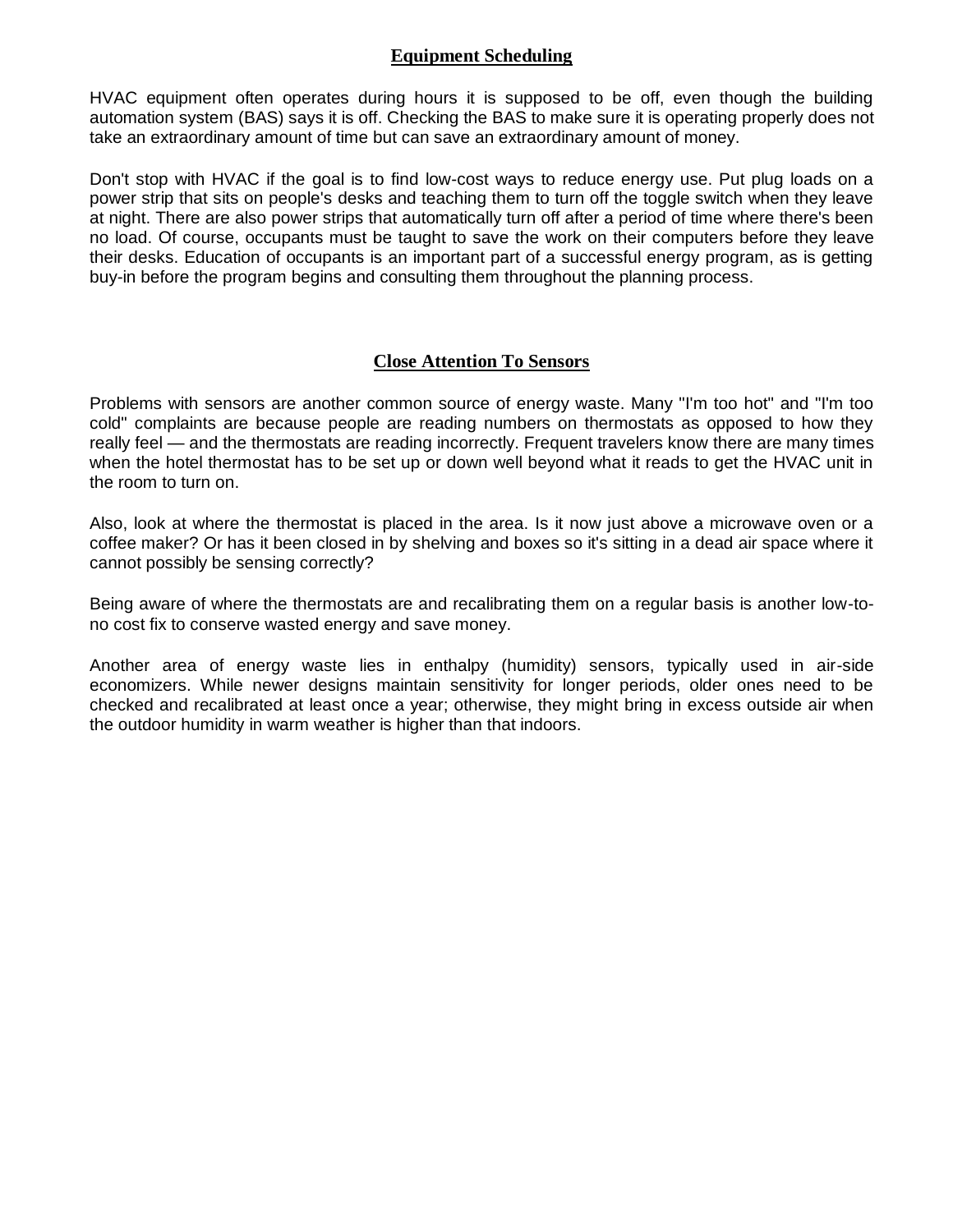## Equipment Scheduling

HVAC equipment often operates during hours it is supposed to be off, even though the building automation system (BAS) says it is off. Checking the BAS to make sure it is operating properly does not take an extraordinary amount of time but can save an extraordinary amount of money.

Don't stop with HVAC if the goal is to find low-cost ways to reduce energy use. Put plug loads on a power strip that sits on people's desks and teaching them to turn off the toggle switch when they leave at night. There are also power strips that automatically turn off after a period of time where there's been no load. Of course, occupants must be taught to save the work on their computers before they leave their desks. Education of occupants is an important part of a successful energy program, as is getting buy-in before the program begins and consulting them throughout the planning process.

## Close Attention To Sensors

Problems with sensors are another common source of energy waste. Many "I'm too hot" and "I'm too cold" complaints are because people are reading numbers on thermostats as opposed to how they really feel — and the thermostats are reading incorrectly. Frequent travelers know there are many times when the hotel thermostat has to be set up or down well beyond what it reads to get the HVAC unit in the room to turn on.

Also, look at where the thermostat is placed in the area. Is it now just above a microwave oven or a coffee maker? Or has it been closed in by shelving and boxes so it's sitting in a dead air space where it cannot possibly be sensing correctly?

Being aware of where the thermostats are and recalibrating them on a regular basis is another low-to-no cost fix to conserve wasted energy and save money.

Another area of energy waste lies in enthalpy (humidity) sensors, typically used in air-side economizers. While newer designs maintain sensitivity for longer periods, older ones need to be checked and recalibrated at least once a year; otherwise, they might bring in excess outside air when the outdoor humidity in warm weather is higher than that indoors.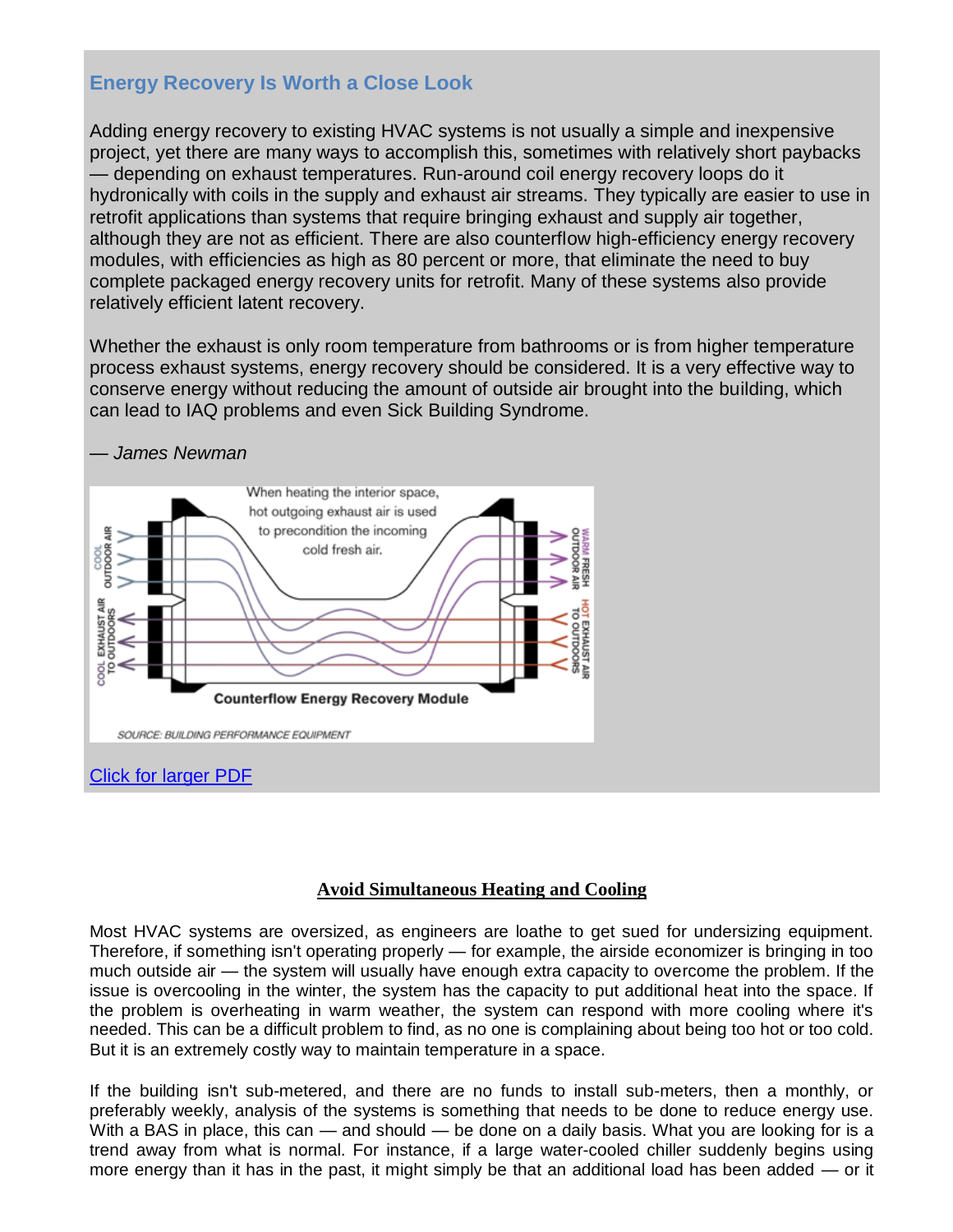## Energy Recovery Is Worth a Close Look

Adding energy recovery to existing HVAC systems is not usually a simple and inexpensive project, yet there are many ways to accomplish this, sometimes with relatively short paybacks — depending on exhaust temperatures. Run-around coil energy recovery loops do it hydronically with coils in the supply and exhaust air streams. They typically are easier to use in retrofit applications than systems that require bringing exhaust and supply air together, although they are not as efficient. There are also counterflow high-efficiency energy recovery modules, with efficiencies as high as 80 percent or more, that eliminate the need to buy complete packaged energy recovery units for retrofit. Many of these systems also provide relatively efficient latent recovery.

Whether the exhaust is only room temperature from bathrooms or is from higher temperature process exhaust systems, energy recovery should be considered. It is a very effective way to conserve energy without reducing the amount of outside air brought into the building, which can lead to IAQ problems and even Sick Building Syndrome.

*— James Newman*

When heating the interior space, hot outgoing exhaust air is used to precondition the incoming cold fresh air.

**Counterflow Energy Recovery Module**

SOURCE: BUILDING PERFORMANCE EQUIPMENT

[Click for larger PDF]

## Avoid Simultaneous Heating and Cooling

Most HVAC systems are oversized, as engineers are loathe to get sued for undersizing equipment. Therefore, if something isn't operating properly — for example, the airside economizer is bringing in too much outside air — the system will usually have enough extra capacity to overcome the problem. If the issue is overcooling in the winter, the system has the capacity to put additional heat into the space. If the problem is overheating in warm weather, the system can respond with more cooling where it's needed. This can be a difficult problem to find, as no one is complaining about being too hot or too cold. But it is an extremely costly way to maintain temperature in a space.

If the building isn't sub-metered, and there are no funds to install sub-meters, then a monthly, or preferably weekly, analysis of the systems is something that needs to be done to reduce energy use. With a BAS in place, this can — and should — be done on a daily basis. What you are looking for is a trend away from what is normal. For instance, if a large water-cooled chiller suddenly begins using more energy than it has in the past, it might simply be that an additional load has been added — or it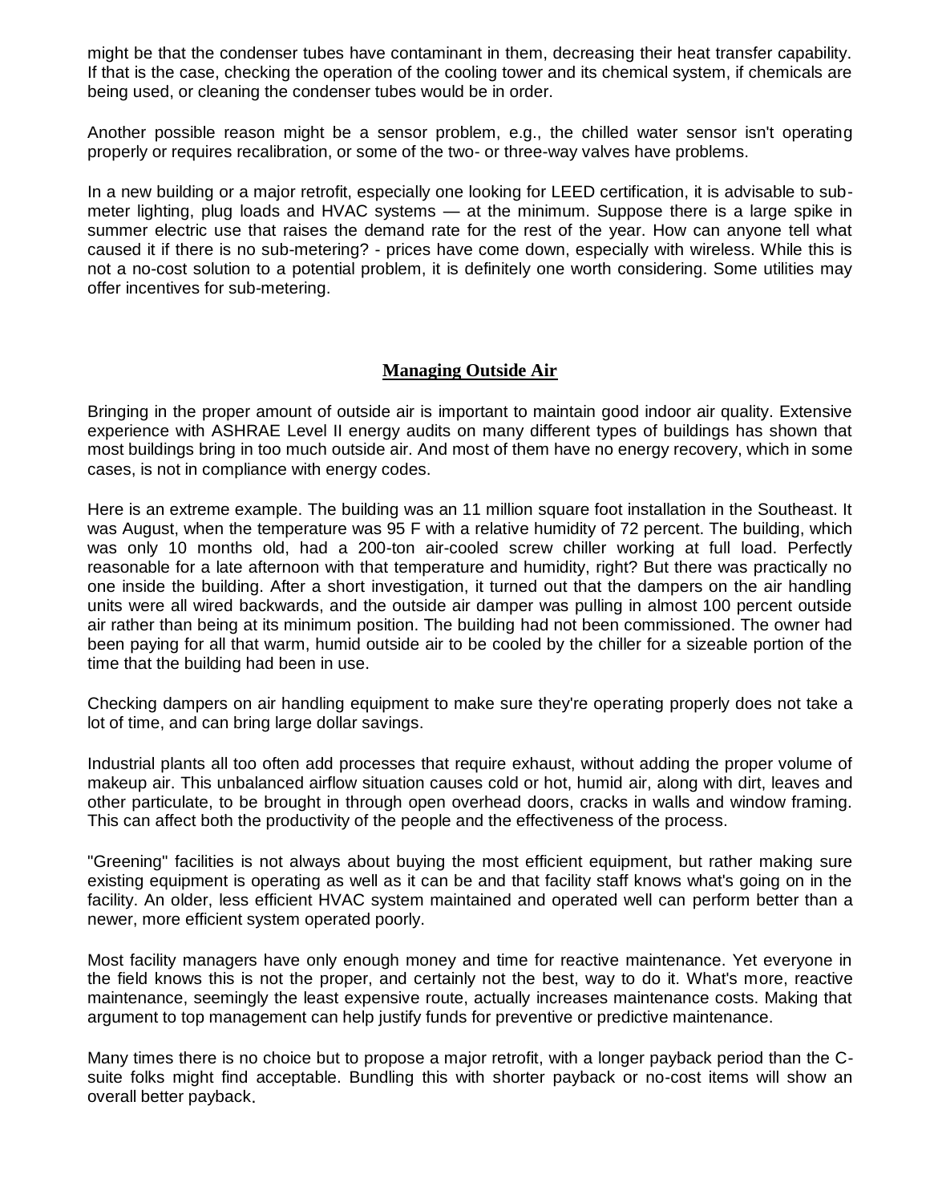might be that the condenser tubes have contaminant in them, decreasing their heat transfer capability. If that is the case, checking the operation of the cooling tower and its chemical system, if chemicals are being used, or cleaning the condenser tubes would be in order.

Another possible reason might be a sensor problem, e.g., the chilled water sensor isn't operating properly or requires recalibration, or some of the two- or three-way valves have problems.

In a new building or a major retrofit, especially one looking for LEED certification, it is advisable to sub-meter lighting, plug loads and HVAC systems — at the minimum. Suppose there is a large spike in summer electric use that raises the demand rate for the rest of the year. How can anyone tell what caused it if there is no sub-metering? - prices have come down, especially with wireless. While this is not a no-cost solution to a potential problem, it is definitely one worth considering. Some utilities may offer incentives for sub-metering.

## Managing Outside Air

Bringing in the proper amount of outside air is important to maintain good indoor air quality. Extensive experience with ASHRAE Level II energy audits on many different types of buildings has shown that most buildings bring in too much outside air. And most of them have no energy recovery, which in some cases, is not in compliance with energy codes.

Here is an extreme example. The building was an 11 million square foot installation in the Southeast. It was August, when the temperature was 95 F with a relative humidity of 72 percent. The building, which was only 10 months old, had a 200-ton air-cooled screw chiller working at full load. Perfectly reasonable for a late afternoon with that temperature and humidity, right? But there was practically no one inside the building. After a short investigation, it turned out that the dampers on the air handling units were all wired backwards, and the outside air damper was pulling in almost 100 percent outside air rather than being at its minimum position. The building had not been commissioned. The owner had been paying for all that warm, humid outside air to be cooled by the chiller for a sizeable portion of the time that the building had been in use.

Checking dampers on air handling equipment to make sure they're operating properly does not take a lot of time, and can bring large dollar savings.

Industrial plants all too often add processes that require exhaust, without adding the proper volume of makeup air. This unbalanced airflow situation causes cold or hot, humid air, along with dirt, leaves and other particulate, to be brought in through open overhead doors, cracks in walls and window framing. This can affect both the productivity of the people and the effectiveness of the process.

"Greening" facilities is not always about buying the most efficient equipment, but rather making sure existing equipment is operating as well as it can be and that facility staff knows what's going on in the facility. An older, less efficient HVAC system maintained and operated well can perform better than a newer, more efficient system operated poorly.

Most facility managers have only enough money and time for reactive maintenance. Yet everyone in the field knows this is not the proper, and certainly not the best, way to do it. What's more, reactive maintenance, seemingly the least expensive route, actually increases maintenance costs. Making that argument to top management can help justify funds for preventive or predictive maintenance.

Many times there is no choice but to propose a major retrofit, with a longer payback period than the C-suite folks might find acceptable. Bundling this with shorter payback or no-cost items will show an overall better payback.